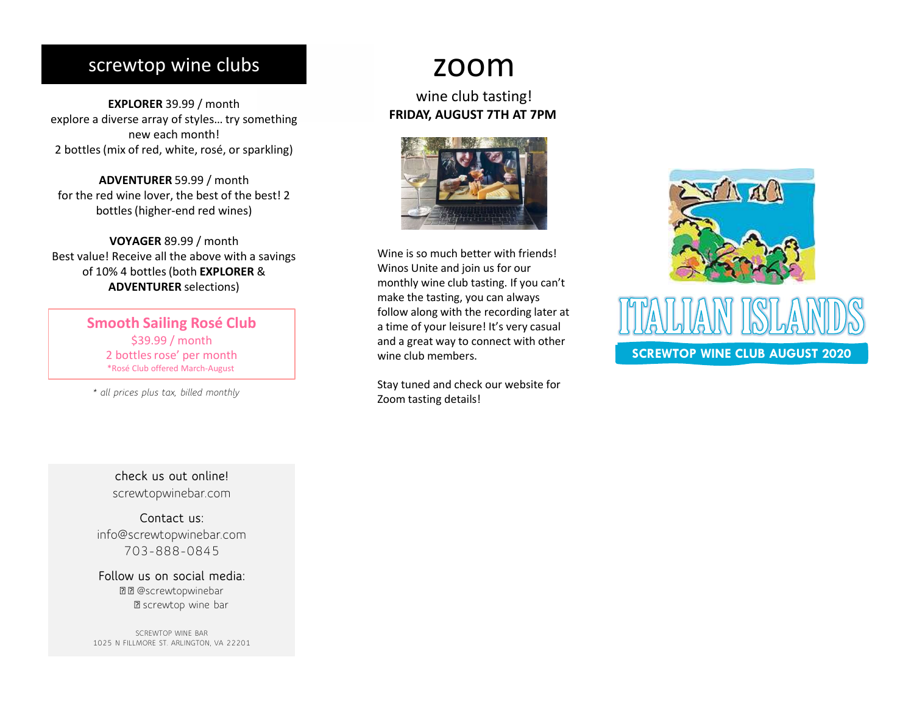## screwtop wine clubs

**EXPLORER** 39.99 / month
explore a diverse array of styles… try something new each month!
2 bottles (mix of red, white, rosé, or sparkling)

**ADVENTURER** 59.99 / month
for the red wine lover, the best of the best! 2 bottles (higher-end red wines)

**VOYAGER** 89.99 / month
Best value! Receive all the above with a savings of 10% 4 bottles (both **EXPLORER** & **ADVENTURER** selections)

**Smooth Sailing Rosé Club**
$39.99 / month
2 bottles rose' per month
*Rosé Club offered March-August

*\* all prices plus tax, billed monthly*

check us out online!
screwtopwinebar.com

Contact us:
info@screwtopwinebar.com
703-888-0845

Follow us on social media:
@screwtopwinebar
screwtop wine bar

SCREWTOP WINE BAR
1025 N FILLMORE ST. ARLINGTON, VA 22201

# zoom

wine club tasting!
**FRIDAY, AUGUST 7TH AT 7PM**

Wine is so much better with friends! Winos Unite and join us for our monthly wine club tasting. If you can't make the tasting, you can always follow along with the recording later at a time of your leisure! It's very casual and a great way to connect with other wine club members.

Stay tuned and check our website for Zoom tasting details!

# ITALIAN ISLANDS

**SCREWTOP WINE CLUB AUGUST 2020**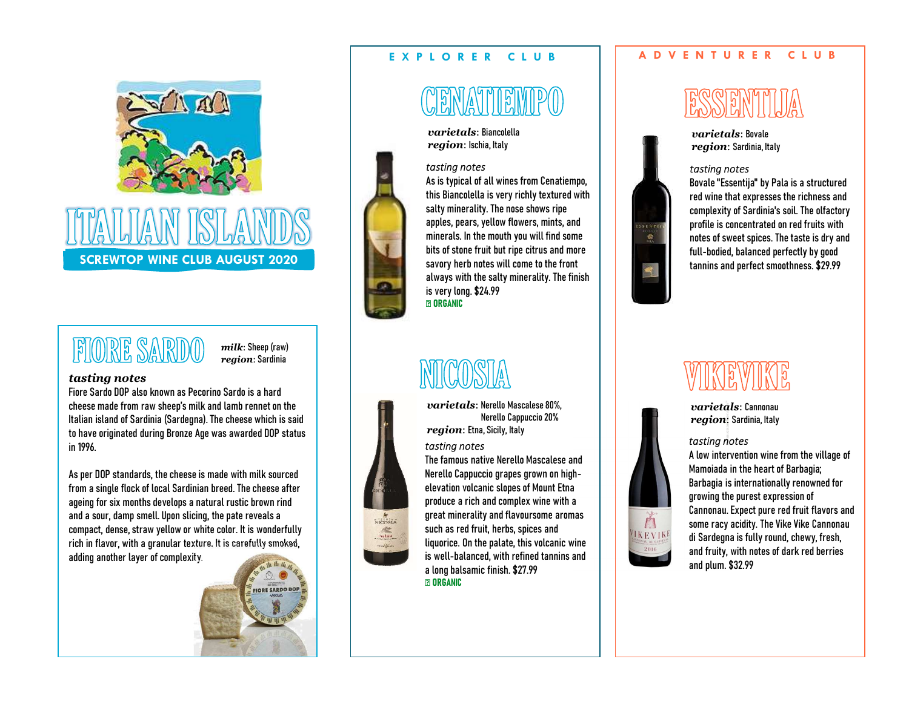# ITALIAN ISLANDS

**SCREWTOP WINE CLUB AUGUST 2020**

## FIORE SARDO

***milk***: Sheep (raw)
***region***: Sardinia

***tasting notes***

Fiore Sardo DOP also known as Pecorino Sardo is a hard cheese made from raw sheep's milk and lamb rennet on the Italian island of Sardinia (Sardegna). The cheese which is said to have originated during Bronze Age was awarded DOP status in 1996.

As per DOP standards, the cheese is made with milk sourced from a single flock of local Sardinian breed. The cheese after ageing for six months develops a natural rustic brown rind and a sour, damp smell. Upon slicing, the pate reveals a compact, dense, straw yellow or white color. It is wonderfully rich in flavor, with a granular texture. It is carefully smoked, adding another layer of complexity.

## EXPLORER CLUB

### CENATIEMPO

***varietals***: Biancolella
***region***: Ischia, Italy

*tasting notes*

As is typical of all wines from Cenatiempo, this Biancolella is very richly textured with salty minerality. The nose shows ripe apples, pears, yellow flowers, mints, and minerals. In the mouth you will find some bits of stone fruit but ripe citrus and more savory herb notes will come to the front always with the salty minerality. The finish is very long. $24.99

**ORGANIC**

### NICOSIA

***varietals***: Nerello Mascalese 80%, Nerello Cappuccio 20%
***region***: Etna, Sicily, Italy

*tasting notes*

The famous native Nerello Mascalese and Nerello Cappuccio grapes grown on high-elevation volcanic slopes of Mount Etna produce a rich and complex wine with a great minerality and flavoursome aromas such as red fruit, herbs, spices and liquorice. On the palate, this volcanic wine is well-balanced, with refined tannins and a long balsamic finish. $27.99

**ORGANIC**

## ADVENTURER CLUB

### ESSENTIJA

***varietals***: Bovale
***region***: Sardinia, Italy

*tasting notes*

Bovale "Essentija" by Pala is a structured red wine that expresses the richness and complexity of Sardinia's soil. The olfactory profile is concentrated on red fruits with notes of sweet spices. The taste is dry and full-bodied, balanced perfectly by good tannins and perfect smoothness. $29.99

### VIKEVIKE

***varietals***: Cannonau
***region***: Sardinia, Italy

*tasting notes*

A low intervention wine from the village of Mamoiada in the heart of Barbagia; Barbagia is internationally renowned for growing the purest expression of Cannonau. Expect pure red fruit flavors and some racy acidity. The Vike Vike Cannonau di Sardegna is fully round, chewy, fresh, and fruity, with notes of dark red berries and plum. $32.99